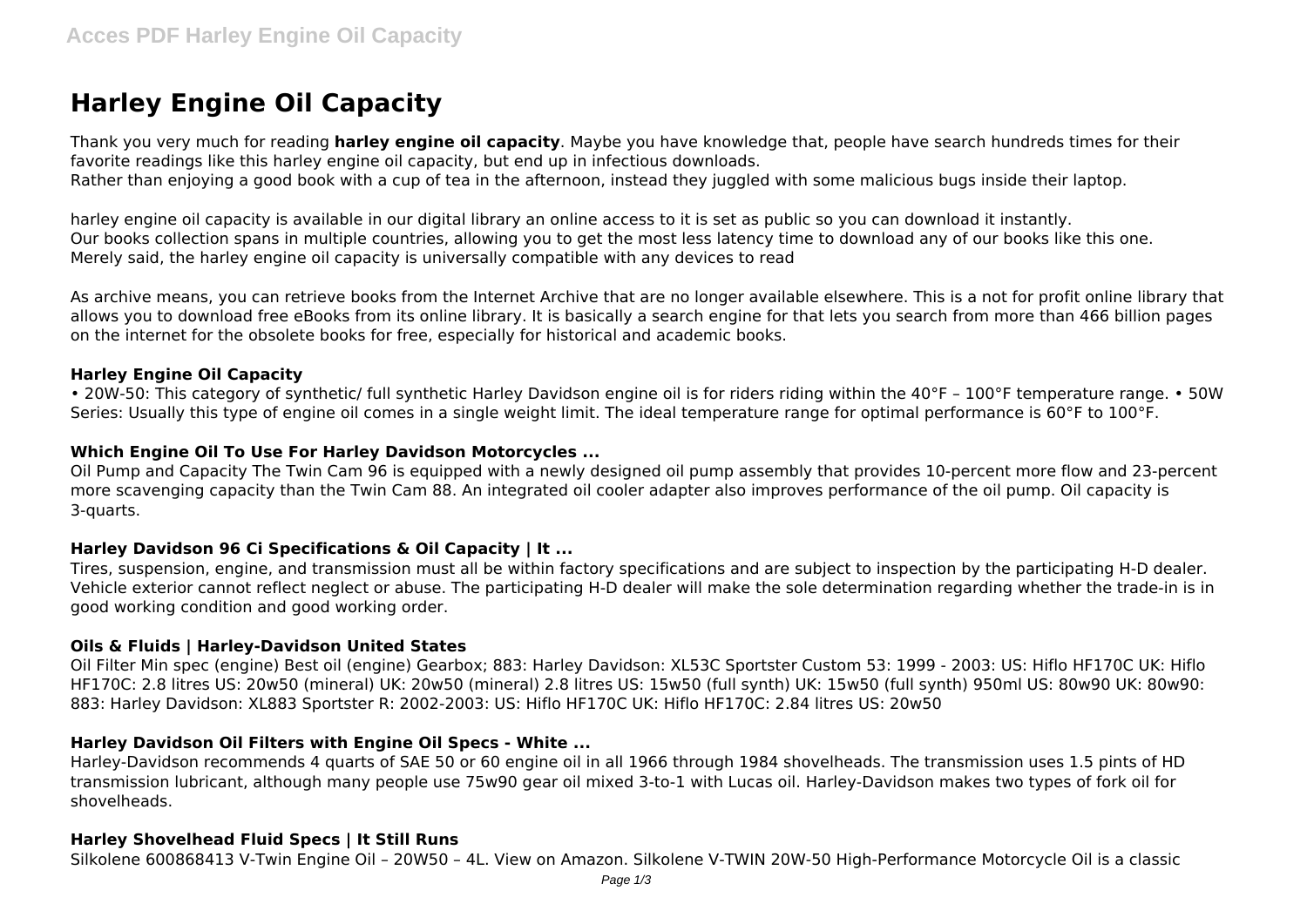# Harley Engine Oil Capacity

Thank you very much for reading **harley engine oil capacity**. Maybe you have knowledge that, people have search hundreds times for their favorite readings like this harley engine oil capacity, but end up in infectious downloads.
Rather than enjoying a good book with a cup of tea in the afternoon, instead they juggled with some malicious bugs inside their laptop.

harley engine oil capacity is available in our digital library an online access to it is set as public so you can download it instantly.
Our books collection spans in multiple countries, allowing you to get the most less latency time to download any of our books like this one.
Merely said, the harley engine oil capacity is universally compatible with any devices to read

As archive means, you can retrieve books from the Internet Archive that are no longer available elsewhere. This is a not for profit online library that allows you to download free eBooks from its online library. It is basically a search engine for that lets you search from more than 466 billion pages on the internet for the obsolete books for free, especially for historical and academic books.

### Harley Engine Oil Capacity

• 20W-50: This category of synthetic/ full synthetic Harley Davidson engine oil is for riders riding within the 40°F – 100°F temperature range. • 50W Series: Usually this type of engine oil comes in a single weight limit. The ideal temperature range for optimal performance is 60°F to 100°F.

### Which Engine Oil To Use For Harley Davidson Motorcycles ...

Oil Pump and Capacity The Twin Cam 96 is equipped with a newly designed oil pump assembly that provides 10-percent more flow and 23-percent more scavenging capacity than the Twin Cam 88. An integrated oil cooler adapter also improves performance of the oil pump. Oil capacity is 3-quarts.

### Harley Davidson 96 Ci Specifications & Oil Capacity | It ...

Tires, suspension, engine, and transmission must all be within factory specifications and are subject to inspection by the participating H-D dealer. Vehicle exterior cannot reflect neglect or abuse. The participating H-D dealer will make the sole determination regarding whether the trade-in is in good working condition and good working order.

### Oils & Fluids | Harley-Davidson United States

Oil Filter Min spec (engine) Best oil (engine) Gearbox; 883: Harley Davidson: XL53C Sportster Custom 53: 1999 - 2003: US: Hiflo HF170C UK: Hiflo HF170C: 2.8 litres US: 20w50 (mineral) UK: 20w50 (mineral) 2.8 litres US: 15w50 (full synth) UK: 15w50 (full synth) 950ml US: 80w90 UK: 80w90: 883: Harley Davidson: XL883 Sportster R: 2002-2003: US: Hiflo HF170C UK: Hiflo HF170C: 2.84 litres US: 20w50

### Harley Davidson Oil Filters with Engine Oil Specs - White ...

Harley-Davidson recommends 4 quarts of SAE 50 or 60 engine oil in all 1966 through 1984 shovelheads. The transmission uses 1.5 pints of HD transmission lubricant, although many people use 75w90 gear oil mixed 3-to-1 with Lucas oil. Harley-Davidson makes two types of fork oil for shovelheads.

### Harley Shovelhead Fluid Specs | It Still Runs

Silkolene 600868413 V-Twin Engine Oil – 20W50 – 4L. View on Amazon. Silkolene V-TWIN 20W-50 High-Performance Motorcycle Oil is a classic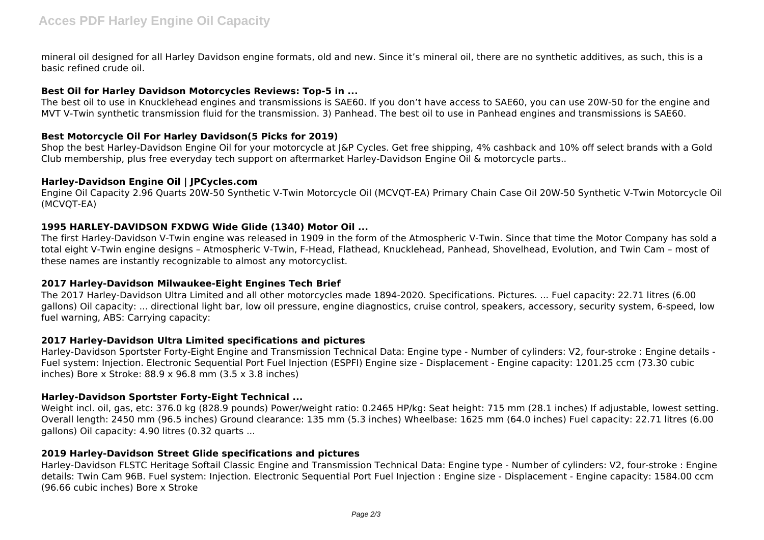mineral oil designed for all Harley Davidson engine formats, old and new. Since it's mineral oil, there are no synthetic additives, as such, this is a basic refined crude oil.

### Best Oil for Harley Davidson Motorcycles Reviews: Top-5 in ...

The best oil to use in Knucklehead engines and transmissions is SAE60. If you don't have access to SAE60, you can use 20W-50 for the engine and MVT V-Twin synthetic transmission fluid for the transmission. 3) Panhead. The best oil to use in Panhead engines and transmissions is SAE60.

### Best Motorcycle Oil For Harley Davidson(5 Picks for 2019)

Shop the best Harley-Davidson Engine Oil for your motorcycle at J&P Cycles. Get free shipping, 4% cashback and 10% off select brands with a Gold Club membership, plus free everyday tech support on aftermarket Harley-Davidson Engine Oil & motorcycle parts..

### Harley-Davidson Engine Oil | JPCycles.com

Engine Oil Capacity 2.96 Quarts 20W-50 Synthetic V-Twin Motorcycle Oil (MCVQT-EA) Primary Chain Case Oil 20W-50 Synthetic V-Twin Motorcycle Oil (MCVQT-EA)

### 1995 HARLEY-DAVIDSON FXDWG Wide Glide (1340) Motor Oil ...

The first Harley-Davidson V-Twin engine was released in 1909 in the form of the Atmospheric V-Twin. Since that time the Motor Company has sold a total eight V-Twin engine designs – Atmospheric V-Twin, F-Head, Flathead, Knucklehead, Panhead, Shovelhead, Evolution, and Twin Cam – most of these names are instantly recognizable to almost any motorcyclist.

### 2017 Harley-Davidson Milwaukee-Eight Engines Tech Brief

The 2017 Harley-Davidson Ultra Limited and all other motorcycles made 1894-2020. Specifications. Pictures. ... Fuel capacity: 22.71 litres (6.00 gallons) Oil capacity: ... directional light bar, low oil pressure, engine diagnostics, cruise control, speakers, accessory, security system, 6-speed, low fuel warning, ABS: Carrying capacity:

### 2017 Harley-Davidson Ultra Limited specifications and pictures

Harley-Davidson Sportster Forty-Eight Engine and Transmission Technical Data: Engine type - Number of cylinders: V2, four-stroke : Engine details - Fuel system: Injection. Electronic Sequential Port Fuel Injection (ESPFI) Engine size - Displacement - Engine capacity: 1201.25 ccm (73.30 cubic inches) Bore x Stroke: 88.9 x 96.8 mm (3.5 x 3.8 inches)

### Harley-Davidson Sportster Forty-Eight Technical ...

Weight incl. oil, gas, etc: 376.0 kg (828.9 pounds) Power/weight ratio: 0.2465 HP/kg: Seat height: 715 mm (28.1 inches) If adjustable, lowest setting. Overall length: 2450 mm (96.5 inches) Ground clearance: 135 mm (5.3 inches) Wheelbase: 1625 mm (64.0 inches) Fuel capacity: 22.71 litres (6.00 gallons) Oil capacity: 4.90 litres (0.32 quarts ...

### 2019 Harley-Davidson Street Glide specifications and pictures

Harley-Davidson FLSTC Heritage Softail Classic Engine and Transmission Technical Data: Engine type - Number of cylinders: V2, four-stroke : Engine details: Twin Cam 96B. Fuel system: Injection. Electronic Sequential Port Fuel Injection : Engine size - Displacement - Engine capacity: 1584.00 ccm (96.66 cubic inches) Bore x Stroke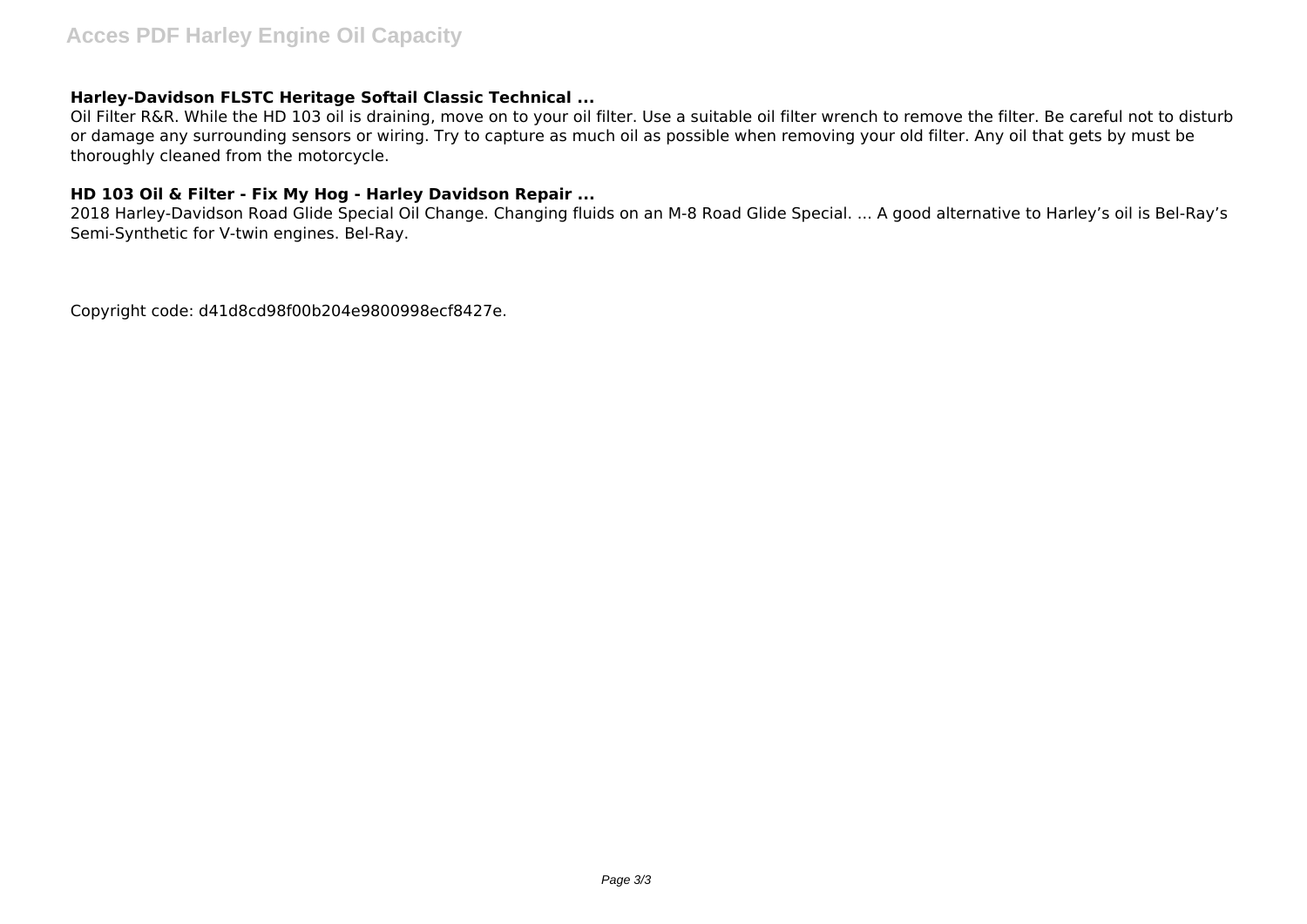**Harley-Davidson FLSTC Heritage Softail Classic Technical ...**

Oil Filter R&R. While the HD 103 oil is draining, move on to your oil filter. Use a suitable oil filter wrench to remove the filter. Be careful not to disturb or damage any surrounding sensors or wiring. Try to capture as much oil as possible when removing your old filter. Any oil that gets by must be thoroughly cleaned from the motorcycle.

**HD 103 Oil & Filter - Fix My Hog - Harley Davidson Repair ...**

2018 Harley-Davidson Road Glide Special Oil Change. Changing fluids on an M-8 Road Glide Special. ... A good alternative to Harley's oil is Bel-Ray's Semi-Synthetic for V-twin engines. Bel-Ray.

Copyright code: d41d8cd98f00b204e9800998ecf8427e.